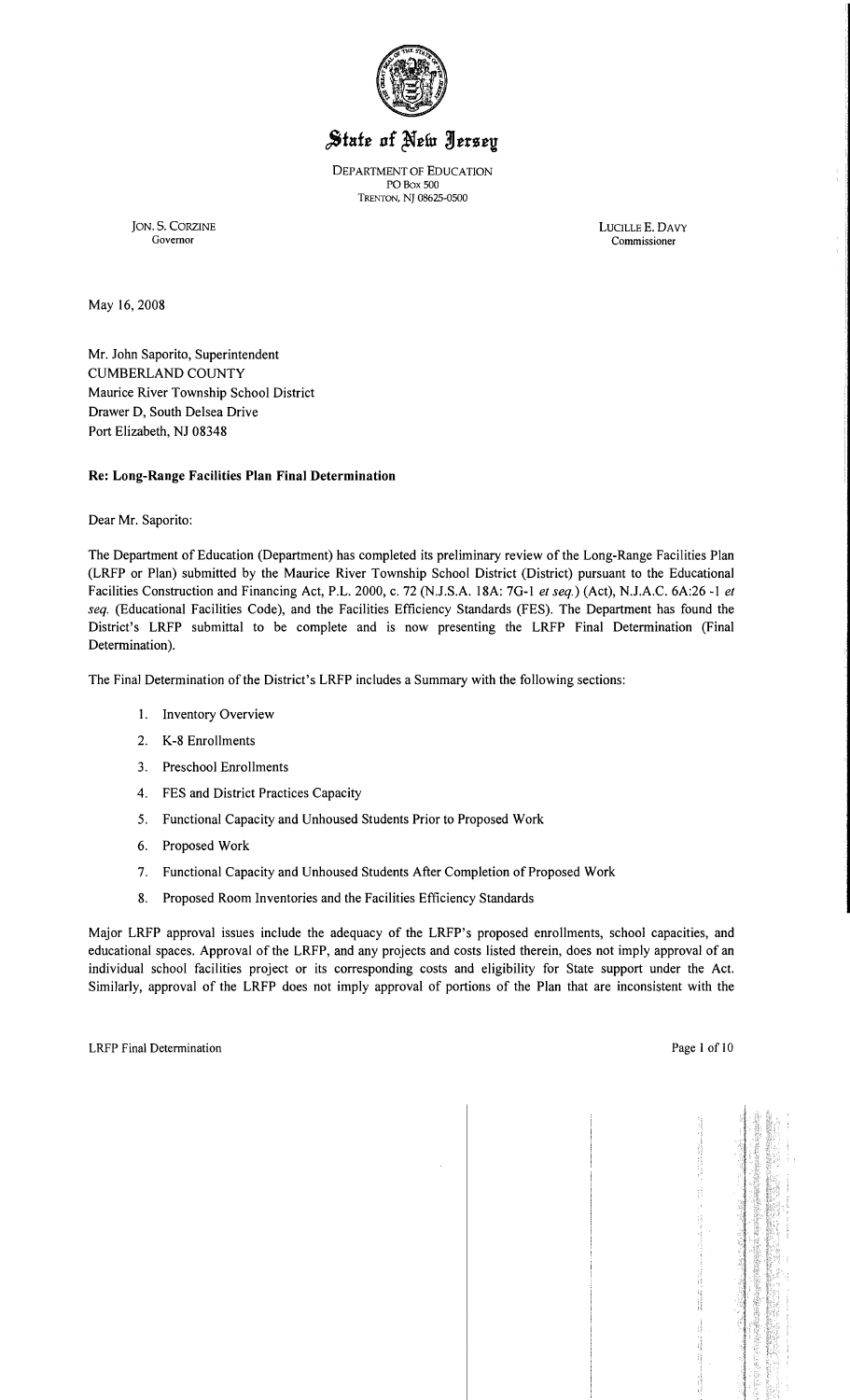# State of New Jersey

DEPARTMENT OF EDUCATION
PO Box 500
TRENTON, NJ 08625-0500

JON. S. CORZINE
Governor

LUCILLE E. DAVY
Commissioner

May 16, 2008

Mr. John Saporito, Superintendent
CUMBERLAND COUNTY
Maurice River Township School District
Drawer D, South Delsea Drive
Port Elizabeth, NJ 08348

**Re: Long-Range Facilities Plan Final Determination**

Dear Mr. Saporito:

The Department of Education (Department) has completed its preliminary review of the Long-Range Facilities Plan (LRFP or Plan) submitted by the Maurice River Township School District (District) pursuant to the Educational Facilities Construction and Financing Act, P.L. 2000, c. 72 (N.J.S.A. 18A: 7G-1 *et seq.*) (Act), N.J.A.C. 6A:26 -1 *et seq.* (Educational Facilities Code), and the Facilities Efficiency Standards (FES). The Department has found the District's LRFP submittal to be complete and is now presenting the LRFP Final Determination (Final Determination).

The Final Determination of the District's LRFP includes a Summary with the following sections:

1. Inventory Overview
2. K-8 Enrollments
3. Preschool Enrollments
4. FES and District Practices Capacity
5. Functional Capacity and Unhoused Students Prior to Proposed Work
6. Proposed Work
7. Functional Capacity and Unhoused Students After Completion of Proposed Work
8. Proposed Room Inventories and the Facilities Efficiency Standards

Major LRFP approval issues include the adequacy of the LRFP's proposed enrollments, school capacities, and educational spaces. Approval of the LRFP, and any projects and costs listed therein, does not imply approval of an individual school facilities project or its corresponding costs and eligibility for State support under the Act. Similarly, approval of the LRFP does not imply approval of portions of the Plan that are inconsistent with the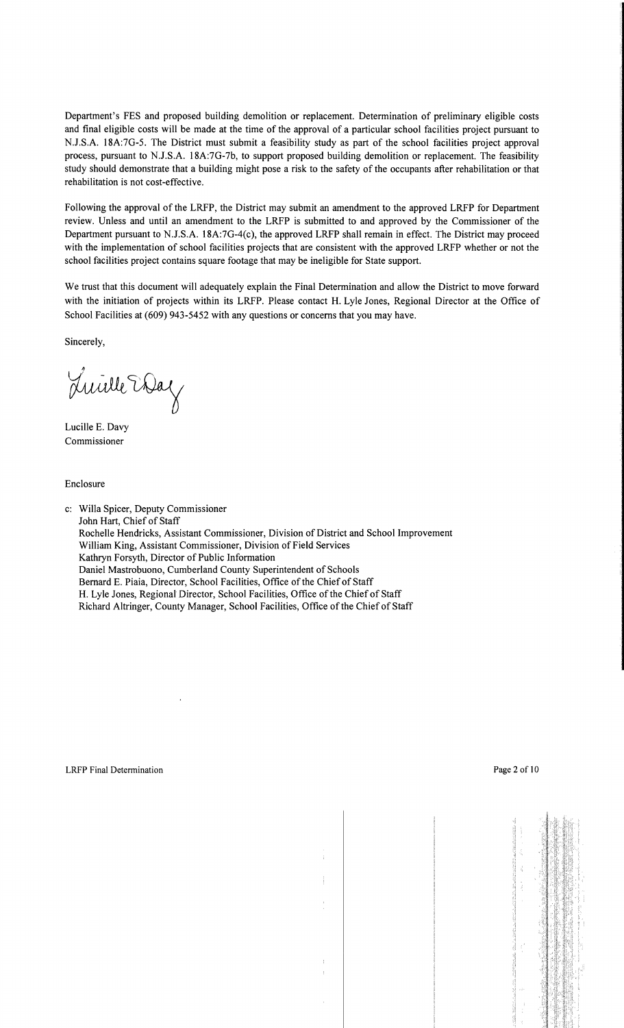Department's FES and proposed building demolition or replacement. Determination of preliminary eligible costs and final eligible costs will be made at the time of the approval of a particular school facilities project pursuant to N.J.S.A. 18A:7G-5. The District must submit a feasibility study as part of the school facilities project approval process, pursuant to N.J.S.A. 18A:7G-7b, to support proposed building demolition or replacement. The feasibility study should demonstrate that a building might pose a risk to the safety of the occupants after rehabilitation or that rehabilitation is not cost-effective.

Following the approval of the LRFP, the District may submit an amendment to the approved LRFP for Department review. Unless and until an amendment to the LRFP is submitted to and approved by the Commissioner of the Department pursuant to N.J.S.A. 18A:7G-4(c), the approved LRFP shall remain in effect. The District may proceed with the implementation of school facilities projects that are consistent with the approved LRFP whether or not the school facilities project contains square footage that may be ineligible for State support.

We trust that this document will adequately explain the Final Determination and allow the District to move forward with the initiation of projects within its LRFP. Please contact H. Lyle Jones, Regional Director at the Office of School Facilities at (609) 943-5452 with any questions or concerns that you may have.

Sincerely,

Lucille E. Davy
Commissioner

Enclosure

c: Willa Spicer, Deputy Commissioner
John Hart, Chief of Staff
Rochelle Hendricks, Assistant Commissioner, Division of District and School Improvement
William King, Assistant Commissioner, Division of Field Services
Kathryn Forsyth, Director of Public Information
Daniel Mastrobuono, Cumberland County Superintendent of Schools
Bernard E. Piaia, Director, School Facilities, Office of the Chief of Staff
H. Lyle Jones, Regional Director, School Facilities, Office of the Chief of Staff
Richard Altringer, County Manager, School Facilities, Office of the Chief of Staff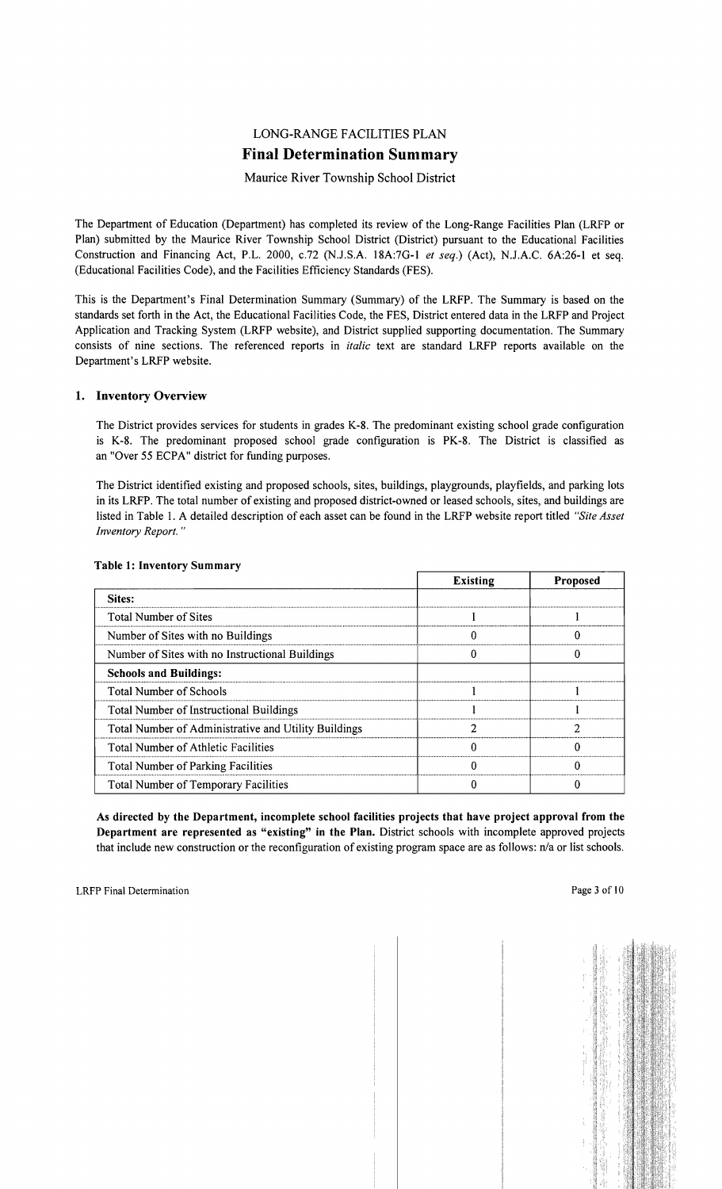# LONG-RANGE FACILITIES PLAN

## Final Determination Summary

Maurice River Township School District

The Department of Education (Department) has completed its review of the Long-Range Facilities Plan (LRFP or Plan) submitted by the Maurice River Township School District (District) pursuant to the Educational Facilities Construction and Financing Act, P.L. 2000, c.72 (N.J.S.A. 18A:7G-1 *et seq.*) (Act), N.J.A.C. 6A:26-1 et seq. (Educational Facilities Code), and the Facilities Efficiency Standards (FES).

This is the Department's Final Determination Summary (Summary) of the LRFP. The Summary is based on the standards set forth in the Act, the Educational Facilities Code, the FES, District entered data in the LRFP and Project Application and Tracking System (LRFP website), and District supplied supporting documentation. The Summary consists of nine sections. The referenced reports in *italic* text are standard LRFP reports available on the Department's LRFP website.

### 1. Inventory Overview

The District provides services for students in grades K-8. The predominant existing school grade configuration is K-8. The predominant proposed school grade configuration is PK-8. The District is classified as an "Over 55 ECPA" district for funding purposes.

The District identified existing and proposed schools, sites, buildings, playgrounds, playfields, and parking lots in its LRFP. The total number of existing and proposed district-owned or leased schools, sites, and buildings are listed in Table 1. A detailed description of each asset can be found in the LRFP website report titled *"Site Asset Inventory Report."*

**Table 1: Inventory Summary**

| | Existing | Proposed |
|---|---|---|
| **Sites:** | | |
| Total Number of Sites | 1 | 1 |
| Number of Sites with no Buildings | 0 | 0 |
| Number of Sites with no Instructional Buildings | 0 | 0 |
| **Schools and Buildings:** | | |
| Total Number of Schools | 1 | 1 |
| Total Number of Instructional Buildings | 1 | 1 |
| Total Number of Administrative and Utility Buildings | 2 | 2 |
| Total Number of Athletic Facilities | 0 | 0 |
| Total Number of Parking Facilities | 0 | 0 |
| Total Number of Temporary Facilities | 0 | 0 |

**As directed by the Department, incomplete school facilities projects that have project approval from the Department are represented as "existing" in the Plan.** District schools with incomplete approved projects that include new construction or the reconfiguration of existing program space are as follows: n/a or list schools.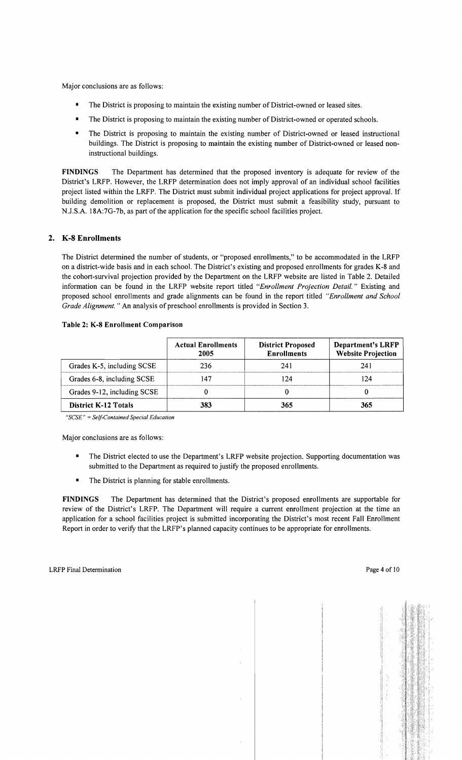Major conclusions are as follows:

- The District is proposing to maintain the existing number of District-owned or leased sites.
- The District is proposing to maintain the existing number of District-owned or operated schools.
- The District is proposing to maintain the existing number of District-owned or leased instructional buildings. The District is proposing to maintain the existing number of District-owned or leased non-instructional buildings.

**FINDINGS** The Department has determined that the proposed inventory is adequate for review of the District's LRFP. However, the LRFP determination does not imply approval of an individual school facilities project listed within the LRFP. The District must submit individual project applications for project approval. If building demolition or replacement is proposed, the District must submit a feasibility study, pursuant to N.J.S.A. 18A:7G-7b, as part of the application for the specific school facilities project.

## 2. K-8 Enrollments

The District determined the number of students, or "proposed enrollments," to be accommodated in the LRFP on a district-wide basis and in each school. The District's existing and proposed enrollments for grades K-8 and the cohort-survival projection provided by the Department on the LRFP website are listed in Table 2. Detailed information can be found in the LRFP website report titled *"Enrollment Projection Detail."* Existing and proposed school enrollments and grade alignments can be found in the report titled *"Enrollment and School Grade Alignment."* An analysis of preschool enrollments is provided in Section 3.

**Table 2: K-8 Enrollment Comparison**

| | Actual Enrollments 2005 | District Proposed Enrollments | Department's LRFP Website Projection |
|---|---|---|---|
| Grades K-5, including SCSE | 236 | 241 | 241 |
| Grades 6-8, including SCSE | 147 | 124 | 124 |
| Grades 9-12, including SCSE | 0 | 0 | 0 |
| **District K-12 Totals** | **383** | **365** | **365** |

*"SCSE" = Self-Contained Special Education*

Major conclusions are as follows:

- The District elected to use the Department's LRFP website projection. Supporting documentation was submitted to the Department as required to justify the proposed enrollments.
- The District is planning for stable enrollments.

**FINDINGS** The Department has determined that the District's proposed enrollments are supportable for review of the District's LRFP. The Department will require a current enrollment projection at the time an application for a school facilities project is submitted incorporating the District's most recent Fall Enrollment Report in order to verify that the LRFP's planned capacity continues to be appropriate for enrollments.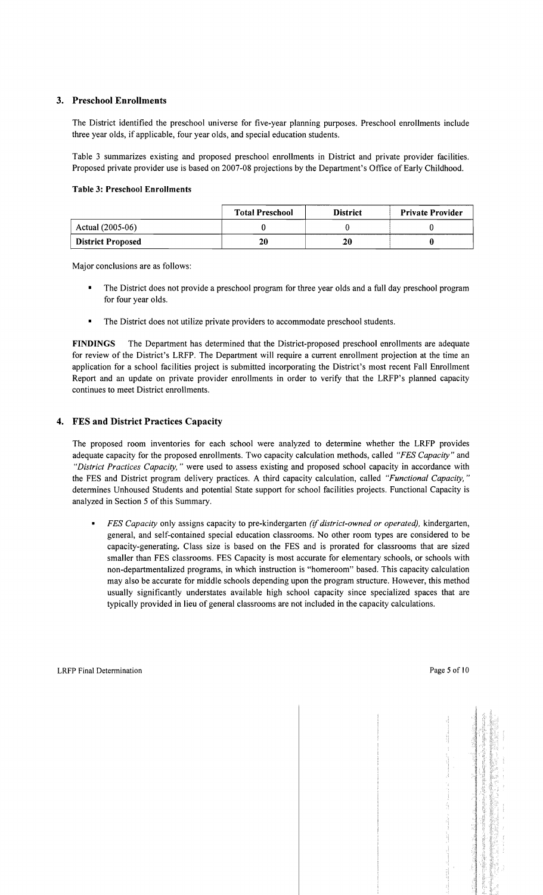## 3. Preschool Enrollments

The District identified the preschool universe for five-year planning purposes. Preschool enrollments include three year olds, if applicable, four year olds, and special education students.

Table 3 summarizes existing and proposed preschool enrollments in District and private provider facilities. Proposed private provider use is based on 2007-08 projections by the Department's Office of Early Childhood.

**Table 3: Preschool Enrollments**

| | Total Preschool | District | Private Provider |
|---|---|---|---|
| Actual (2005-06) | 0 | 0 | 0 |
| **District Proposed** | **20** | **20** | **0** |

Major conclusions are as follows:

- The District does not provide a preschool program for three year olds and a full day preschool program for four year olds.
- The District does not utilize private providers to accommodate preschool students.

**FINDINGS** The Department has determined that the District-proposed preschool enrollments are adequate for review of the District's LRFP. The Department will require a current enrollment projection at the time an application for a school facilities project is submitted incorporating the District's most recent Fall Enrollment Report and an update on private provider enrollments in order to verify that the LRFP's planned capacity continues to meet District enrollments.

## 4. FES and District Practices Capacity

The proposed room inventories for each school were analyzed to determine whether the LRFP provides adequate capacity for the proposed enrollments. Two capacity calculation methods, called *"FES Capacity"* and *"District Practices Capacity,"* were used to assess existing and proposed school capacity in accordance with the FES and District program delivery practices. A third capacity calculation, called *"Functional Capacity,"* determines Unhoused Students and potential State support for school facilities projects. Functional Capacity is analyzed in Section 5 of this Summary.

- *FES Capacity* only assigns capacity to pre-kindergarten *(if district-owned or operated),* kindergarten, general, and self-contained special education classrooms. No other room types are considered to be capacity-generating. Class size is based on the FES and is prorated for classrooms that are sized smaller than FES classrooms. FES Capacity is most accurate for elementary schools, or schools with non-departmentalized programs, in which instruction is "homeroom" based. This capacity calculation may also be accurate for middle schools depending upon the program structure. However, this method usually significantly understates available high school capacity since specialized spaces that are typically provided in lieu of general classrooms are not included in the capacity calculations.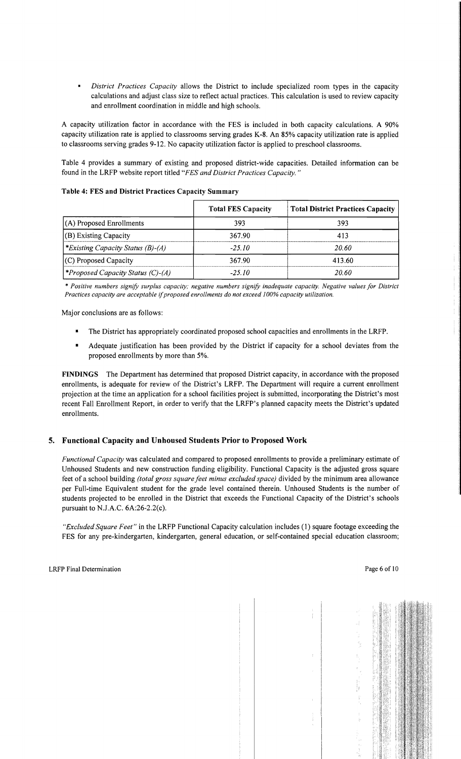- *District Practices Capacity* allows the District to include specialized room types in the capacity calculations and adjust class size to reflect actual practices. This calculation is used to review capacity and enrollment coordination in middle and high schools.

A capacity utilization factor in accordance with the FES is included in both capacity calculations. A 90% capacity utilization rate is applied to classrooms serving grades K-8. An 85% capacity utilization rate is applied to classrooms serving grades 9-12. No capacity utilization factor is applied to preschool classrooms.

Table 4 provides a summary of existing and proposed district-wide capacities. Detailed information can be found in the LRFP website report titled *"FES and District Practices Capacity."*

**Table 4: FES and District Practices Capacity Summary**

| | Total FES Capacity | Total District Practices Capacity |
|---|---|---|
| (A) Proposed Enrollments | 393 | 393 |
| (B) Existing Capacity | 367.90 | 413 |
| *\*Existing Capacity Status (B)-(A)* | *-25.10* | *20.60* |
| (C) Proposed Capacity | 367.90 | 413.60 |
| *\*Proposed Capacity Status (C)-(A)* | *-25.10* | *20.60* |

*\* Positive numbers signify surplus capacity; negative numbers signify inadequate capacity. Negative values for District Practices capacity are acceptable if proposed enrollments do not exceed 100% capacity utilization.*

Major conclusions are as follows:

- The District has appropriately coordinated proposed school capacities and enrollments in the LRFP.
- Adequate justification has been provided by the District if capacity for a school deviates from the proposed enrollments by more than 5%.

**FINDINGS** The Department has determined that proposed District capacity, in accordance with the proposed enrollments, is adequate for review of the District's LRFP. The Department will require a current enrollment projection at the time an application for a school facilities project is submitted, incorporating the District's most recent Fall Enrollment Report, in order to verify that the LRFP's planned capacity meets the District's updated enrollments.

## 5. Functional Capacity and Unhoused Students Prior to Proposed Work

*Functional Capacity* was calculated and compared to proposed enrollments to provide a preliminary estimate of Unhoused Students and new construction funding eligibility. Functional Capacity is the adjusted gross square feet of a school building *(total gross square feet minus excluded space)* divided by the minimum area allowance per Full-time Equivalent student for the grade level contained therein. Unhoused Students is the number of students projected to be enrolled in the District that exceeds the Functional Capacity of the District's schools pursuant to N.J.A.C. 6A:26-2.2(c).

*"Excluded Square Feet"* in the LRFP Functional Capacity calculation includes (1) square footage exceeding the FES for any pre-kindergarten, kindergarten, general education, or self-contained special education classroom;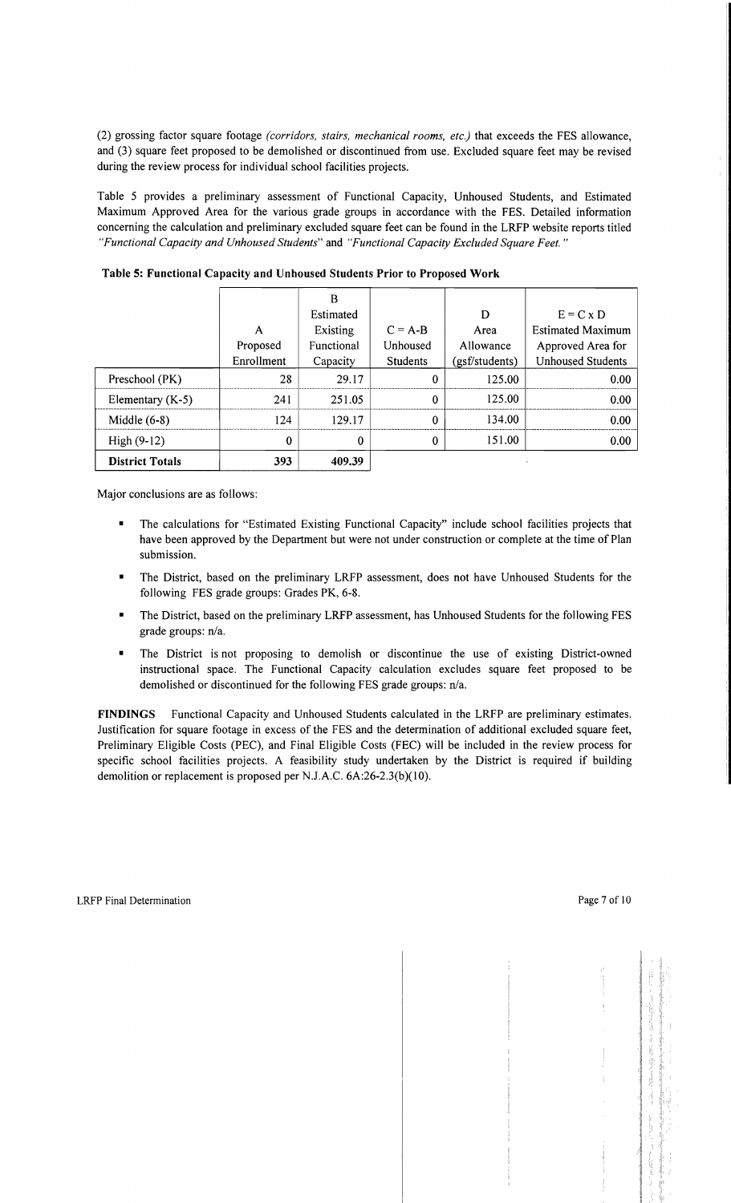(2) grossing factor square footage *(corridors, stairs, mechanical rooms, etc.)* that exceeds the FES allowance, and (3) square feet proposed to be demolished or discontinued from use. Excluded square feet may be revised during the review process for individual school facilities projects.

Table 5 provides a preliminary assessment of Functional Capacity, Unhoused Students, and Estimated Maximum Approved Area for the various grade groups in accordance with the FES. Detailed information concerning the calculation and preliminary excluded square feet can be found in the LRFP website reports titled *"Functional Capacity and Unhoused Students"* and *"Functional Capacity Excluded Square Feet."*

**Table 5: Functional Capacity and Unhoused Students Prior to Proposed Work**

| | A Proposed Enrollment | B Estimated Existing Functional Capacity | C = A-B Unhoused Students | D Area Allowance (gsf/students) | E = C x D Estimated Maximum Approved Area for Unhoused Students |
|---|---|---|---|---|---|
| Preschool (PK) | 28 | 29.17 | 0 | 125.00 | 0.00 |
| Elementary (K-5) | 241 | 251.05 | 0 | 125.00 | 0.00 |
| Middle (6-8) | 124 | 129.17 | 0 | 134.00 | 0.00 |
| High (9-12) | 0 | 0 | 0 | 151.00 | 0.00 |
| **District Totals** | **393** | **409.39** | | | |

Major conclusions are as follows:

- The calculations for "Estimated Existing Functional Capacity" include school facilities projects that have been approved by the Department but were not under construction or complete at the time of Plan submission.
- The District, based on the preliminary LRFP assessment, does not have Unhoused Students for the following FES grade groups: Grades PK, 6-8.
- The District, based on the preliminary LRFP assessment, has Unhoused Students for the following FES grade groups: n/a.
- The District is not proposing to demolish or discontinue the use of existing District-owned instructional space. The Functional Capacity calculation excludes square feet proposed to be demolished or discontinued for the following FES grade groups: n/a.

**FINDINGS** Functional Capacity and Unhoused Students calculated in the LRFP are preliminary estimates. Justification for square footage in excess of the FES and the determination of additional excluded square feet, Preliminary Eligible Costs (PEC), and Final Eligible Costs (FEC) will be included in the review process for specific school facilities projects. A feasibility study undertaken by the District is required if building demolition or replacement is proposed per N.J.A.C. 6A:26-2.3(b)(10).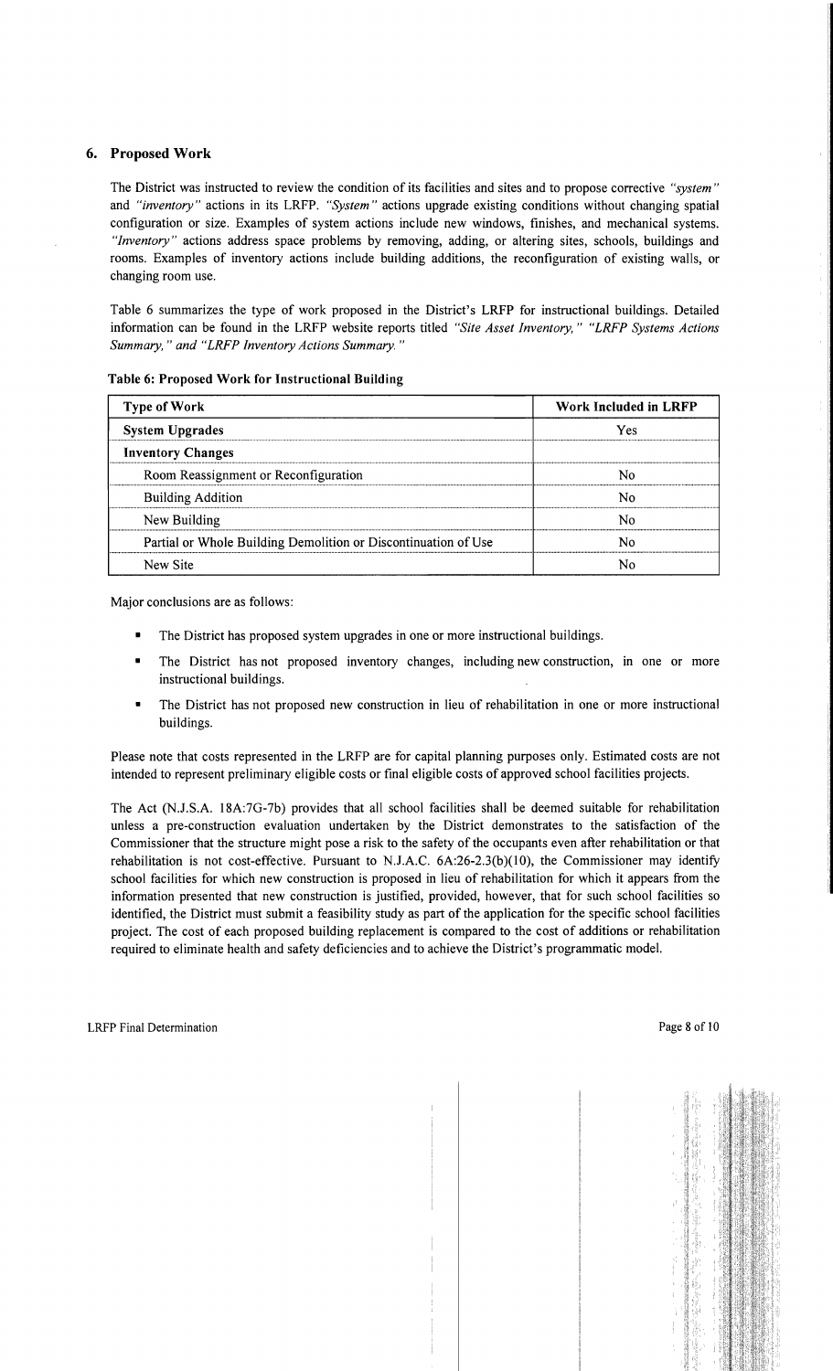## 6. Proposed Work

The District was instructed to review the condition of its facilities and sites and to propose corrective *"system"* and *"inventory"* actions in its LRFP. *"System"* actions upgrade existing conditions without changing spatial configuration or size. Examples of system actions include new windows, finishes, and mechanical systems. *"Inventory"* actions address space problems by removing, adding, or altering sites, schools, buildings and rooms. Examples of inventory actions include building additions, the reconfiguration of existing walls, or changing room use.

Table 6 summarizes the type of work proposed in the District's LRFP for instructional buildings. Detailed information can be found in the LRFP website reports titled *"Site Asset Inventory," "LRFP Systems Actions Summary," and "LRFP Inventory Actions Summary."*

**Table 6: Proposed Work for Instructional Building**

| Type of Work | Work Included in LRFP |
|---|---|
| **System Upgrades** | Yes |
| **Inventory Changes** | |
| Room Reassignment or Reconfiguration | No |
| Building Addition | No |
| New Building | No |
| Partial or Whole Building Demolition or Discontinuation of Use | No |
| New Site | No |

Major conclusions are as follows:

- The District has proposed system upgrades in one or more instructional buildings.
- The District has not proposed inventory changes, including new construction, in one or more instructional buildings.
- The District has not proposed new construction in lieu of rehabilitation in one or more instructional buildings.

Please note that costs represented in the LRFP are for capital planning purposes only. Estimated costs are not intended to represent preliminary eligible costs or final eligible costs of approved school facilities projects.

The Act (N.J.S.A. 18A:7G-7b) provides that all school facilities shall be deemed suitable for rehabilitation unless a pre-construction evaluation undertaken by the District demonstrates to the satisfaction of the Commissioner that the structure might pose a risk to the safety of the occupants even after rehabilitation or that rehabilitation is not cost-effective. Pursuant to N.J.A.C. 6A:26-2.3(b)(10), the Commissioner may identify school facilities for which new construction is proposed in lieu of rehabilitation for which it appears from the information presented that new construction is justified, provided, however, that for such school facilities so identified, the District must submit a feasibility study as part of the application for the specific school facilities project. The cost of each proposed building replacement is compared to the cost of additions or rehabilitation required to eliminate health and safety deficiencies and to achieve the District's programmatic model.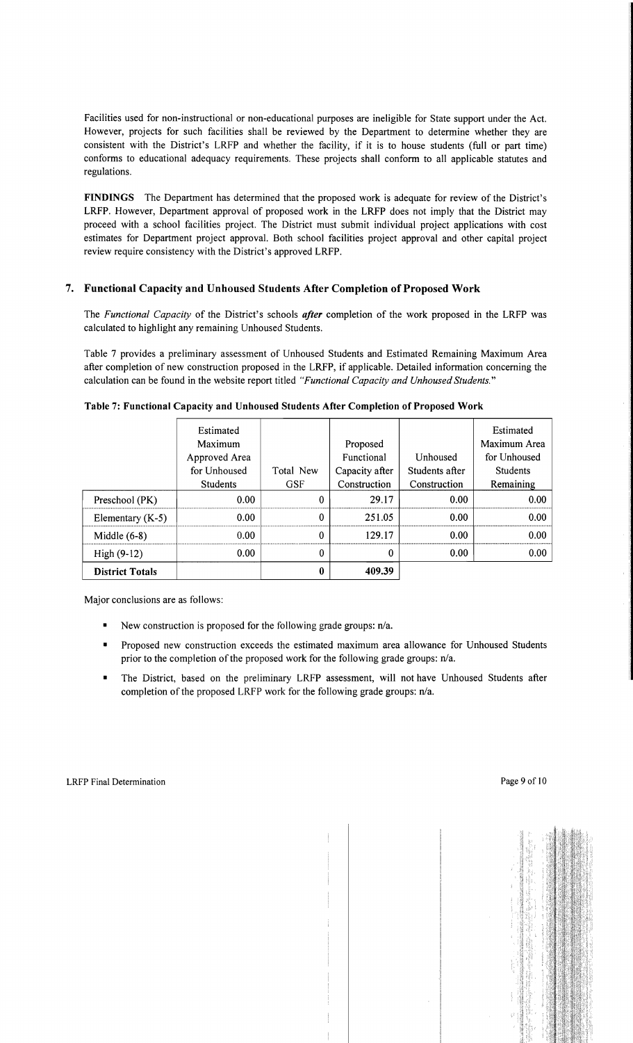Facilities used for non-instructional or non-educational purposes are ineligible for State support under the Act. However, projects for such facilities shall be reviewed by the Department to determine whether they are consistent with the District's LRFP and whether the facility, if it is to house students (full or part time) conforms to educational adequacy requirements. These projects shall conform to all applicable statutes and regulations.

**FINDINGS** The Department has determined that the proposed work is adequate for review of the District's LRFP. However, Department approval of proposed work in the LRFP does not imply that the District may proceed with a school facilities project. The District must submit individual project applications with cost estimates for Department project approval. Both school facilities project approval and other capital project review require consistency with the District's approved LRFP.

## 7. Functional Capacity and Unhoused Students After Completion of Proposed Work

The *Functional Capacity* of the District's schools ***after*** completion of the work proposed in the LRFP was calculated to highlight any remaining Unhoused Students.

Table 7 provides a preliminary assessment of Unhoused Students and Estimated Remaining Maximum Area after completion of new construction proposed in the LRFP, if applicable. Detailed information concerning the calculation can be found in the website report titled *"Functional Capacity and Unhoused Students."*

**Table 7: Functional Capacity and Unhoused Students After Completion of Proposed Work**

| | Estimated Maximum Approved Area for Unhoused Students | Total New GSF | Proposed Functional Capacity after Construction | Unhoused Students after Construction | Estimated Maximum Area for Unhoused Students Remaining |
|---|---|---|---|---|---|
| Preschool (PK) | 0.00 | 0 | 29.17 | 0.00 | 0.00 |
| Elementary (K-5) | 0.00 | 0 | 251.05 | 0.00 | 0.00 |
| Middle (6-8) | 0.00 | 0 | 129.17 | 0.00 | 0.00 |
| High (9-12) | 0.00 | 0 | 0 | 0.00 | 0.00 |
| **District Totals** | | **0** | **409.39** | | |

Major conclusions are as follows:

- New construction is proposed for the following grade groups: n/a.
- Proposed new construction exceeds the estimated maximum area allowance for Unhoused Students prior to the completion of the proposed work for the following grade groups: n/a.
- The District, based on the preliminary LRFP assessment, will not have Unhoused Students after completion of the proposed LRFP work for the following grade groups: n/a.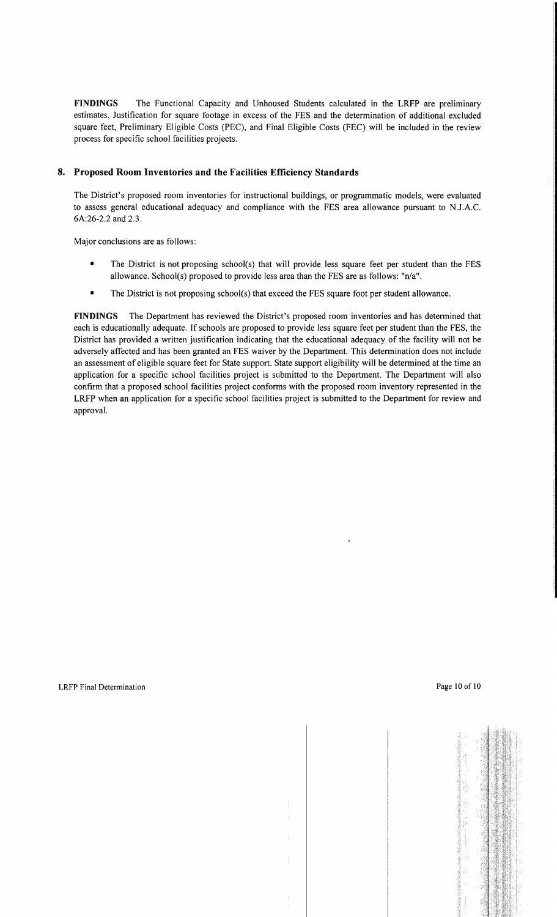**FINDINGS** The Functional Capacity and Unhoused Students calculated in the LRFP are preliminary estimates. Justification for square footage in excess of the FES and the determination of additional excluded square feet, Preliminary Eligible Costs (PEC), and Final Eligible Costs (FEC) will be included in the review process for specific school facilities projects.

## 8. Proposed Room Inventories and the Facilities Efficiency Standards

The District's proposed room inventories for instructional buildings, or programmatic models, were evaluated to assess general educational adequacy and compliance with the FES area allowance pursuant to N.J.A.C. 6A:26-2.2 and 2.3.

Major conclusions are as follows:

- The District is not proposing school(s) that will provide less square feet per student than the FES allowance. School(s) proposed to provide less area than the FES are as follows: "n/a".
- The District is not proposing school(s) that exceed the FES square foot per student allowance.

**FINDINGS** The Department has reviewed the District's proposed room inventories and has determined that each is educationally adequate. If schools are proposed to provide less square feet per student than the FES, the District has provided a written justification indicating that the educational adequacy of the facility will not be adversely affected and has been granted an FES waiver by the Department. This determination does not include an assessment of eligible square feet for State support. State support eligibility will be determined at the time an application for a specific school facilities project is submitted to the Department. The Department will also confirm that a proposed school facilities project conforms with the proposed room inventory represented in the LRFP when an application for a specific school facilities project is submitted to the Department for review and approval.